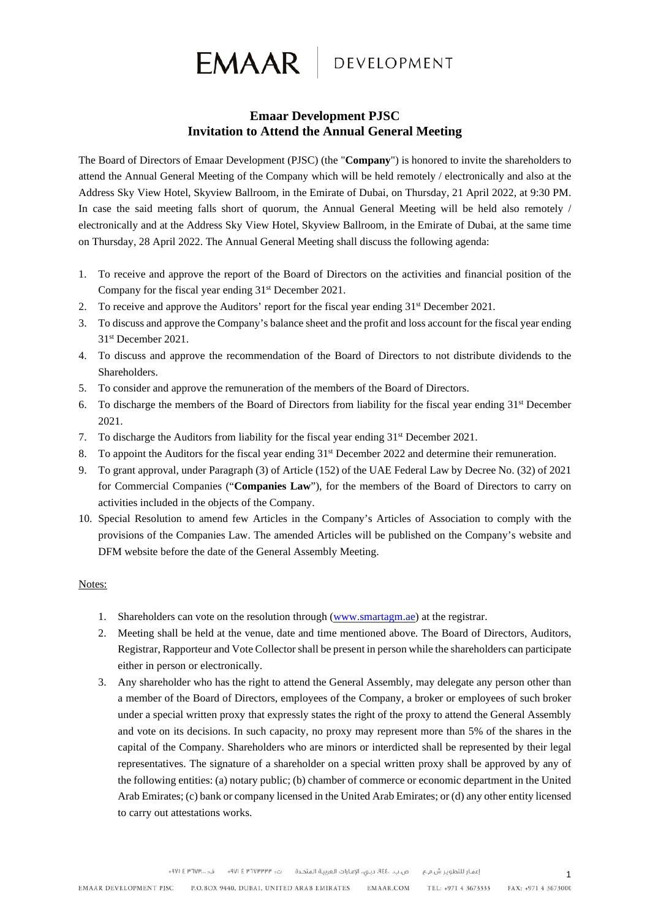# Emaar Development PJSC
## Invitation to Attend the Annual General Meeting

The Board of Directors of Emaar Development (PJSC) (the "**Company**") is honored to invite the shareholders to attend the Annual General Meeting of the Company which will be held remotely / electronically and also at the Address Sky View Hotel, Skyview Ballroom, in the Emirate of Dubai, on Thursday, 21 April 2022, at 9:30 PM. In case the said meeting falls short of quorum, the Annual General Meeting will be held also remotely / electronically and at the Address Sky View Hotel, Skyview Ballroom, in the Emirate of Dubai, at the same time on Thursday, 28 April 2022. The Annual General Meeting shall discuss the following agenda:

1. To receive and approve the report of the Board of Directors on the activities and financial position of the Company for the fiscal year ending 31st December 2021.
2. To receive and approve the Auditors' report for the fiscal year ending 31st December 2021.
3. To discuss and approve the Company's balance sheet and the profit and loss account for the fiscal year ending 31st December 2021.
4. To discuss and approve the recommendation of the Board of Directors to not distribute dividends to the Shareholders.
5. To consider and approve the remuneration of the members of the Board of Directors.
6. To discharge the members of the Board of Directors from liability for the fiscal year ending 31st December 2021.
7. To discharge the Auditors from liability for the fiscal year ending 31st December 2021.
8. To appoint the Auditors for the fiscal year ending 31st December 2022 and determine their remuneration.
9. To grant approval, under Paragraph (3) of Article (152) of the UAE Federal Law by Decree No. (32) of 2021 for Commercial Companies ("**Companies Law**"), for the members of the Board of Directors to carry on activities included in the objects of the Company.
10. Special Resolution to amend few Articles in the Company's Articles of Association to comply with the provisions of the Companies Law. The amended Articles will be published on the Company's website and DFM website before the date of the General Assembly Meeting.

Notes:

1. Shareholders can vote on the resolution through (www.smartagm.ae) at the registrar.
2. Meeting shall be held at the venue, date and time mentioned above. The Board of Directors, Auditors, Registrar, Rapporteur and Vote Collector shall be present in person while the shareholders can participate either in person or electronically.
3. Any shareholder who has the right to attend the General Assembly, may delegate any person other than a member of the Board of Directors, employees of the Company, a broker or employees of such broker under a special written proxy that expressly states the right of the proxy to attend the General Assembly and vote on its decisions. In such capacity, no proxy may represent more than 5% of the shares in the capital of the Company. Shareholders who are minors or interdicted shall be represented by their legal representatives. The signature of a shareholder on a special written proxy shall be approved by any of the following entities: (a) notary public; (b) chamber of commerce or economic department in the United Arab Emirates; (c) bank or company licensed in the United Arab Emirates; or (d) any other entity licensed to carry out attestations works.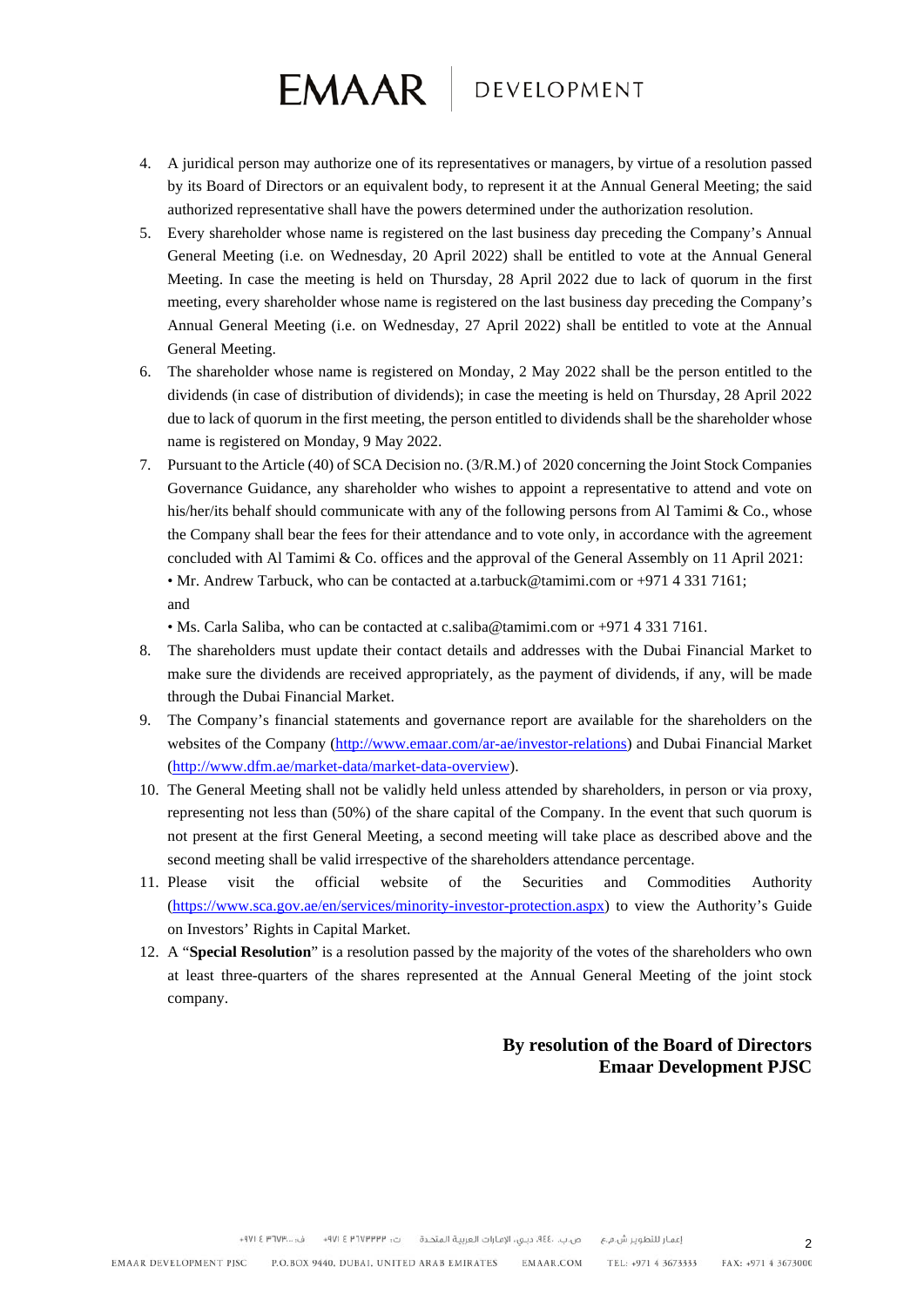4. A juridical person may authorize one of its representatives or managers, by virtue of a resolution passed by its Board of Directors or an equivalent body, to represent it at the Annual General Meeting; the said authorized representative shall have the powers determined under the authorization resolution.
5. Every shareholder whose name is registered on the last business day preceding the Company's Annual General Meeting (i.e. on Wednesday, 20 April 2022) shall be entitled to vote at the Annual General Meeting. In case the meeting is held on Thursday, 28 April 2022 due to lack of quorum in the first meeting, every shareholder whose name is registered on the last business day preceding the Company's Annual General Meeting (i.e. on Wednesday, 27 April 2022) shall be entitled to vote at the Annual General Meeting.
6. The shareholder whose name is registered on Monday, 2 May 2022 shall be the person entitled to the dividends (in case of distribution of dividends); in case the meeting is held on Thursday, 28 April 2022 due to lack of quorum in the first meeting, the person entitled to dividends shall be the shareholder whose name is registered on Monday, 9 May 2022.
7. Pursuant to the Article (40) of SCA Decision no. (3/R.M.) of 2020 concerning the Joint Stock Companies Governance Guidance, any shareholder who wishes to appoint a representative to attend and vote on his/her/its behalf should communicate with any of the following persons from Al Tamimi & Co., whose the Company shall bear the fees for their attendance and to vote only, in accordance with the agreement concluded with Al Tamimi & Co. offices and the approval of the General Assembly on 11 April 2021:
   • Mr. Andrew Tarbuck, who can be contacted at a.tarbuck@tamimi.com or +971 4 331 7161; and
   • Ms. Carla Saliba, who can be contacted at c.saliba@tamimi.com or +971 4 331 7161.
8. The shareholders must update their contact details and addresses with the Dubai Financial Market to make sure the dividends are received appropriately, as the payment of dividends, if any, will be made through the Dubai Financial Market.
9. The Company's financial statements and governance report are available for the shareholders on the websites of the Company (http://www.emaar.com/ar-ae/investor-relations) and Dubai Financial Market (http://www.dfm.ae/market-data/market-data-overview).
10. The General Meeting shall not be validly held unless attended by shareholders, in person or via proxy, representing not less than (50%) of the share capital of the Company. In the event that such quorum is not present at the first General Meeting, a second meeting will take place as described above and the second meeting shall be valid irrespective of the shareholders attendance percentage.
11. Please visit the official website of the Securities and Commodities Authority (https://www.sca.gov.ae/en/services/minority-investor-protection.aspx) to view the Authority's Guide on Investors' Rights in Capital Market.
12. A "**Special Resolution**" is a resolution passed by the majority of the votes of the shareholders who own at least three-quarters of the shares represented at the Annual General Meeting of the joint stock company.

**By resolution of the Board of Directors**
**Emaar Development PJSC**